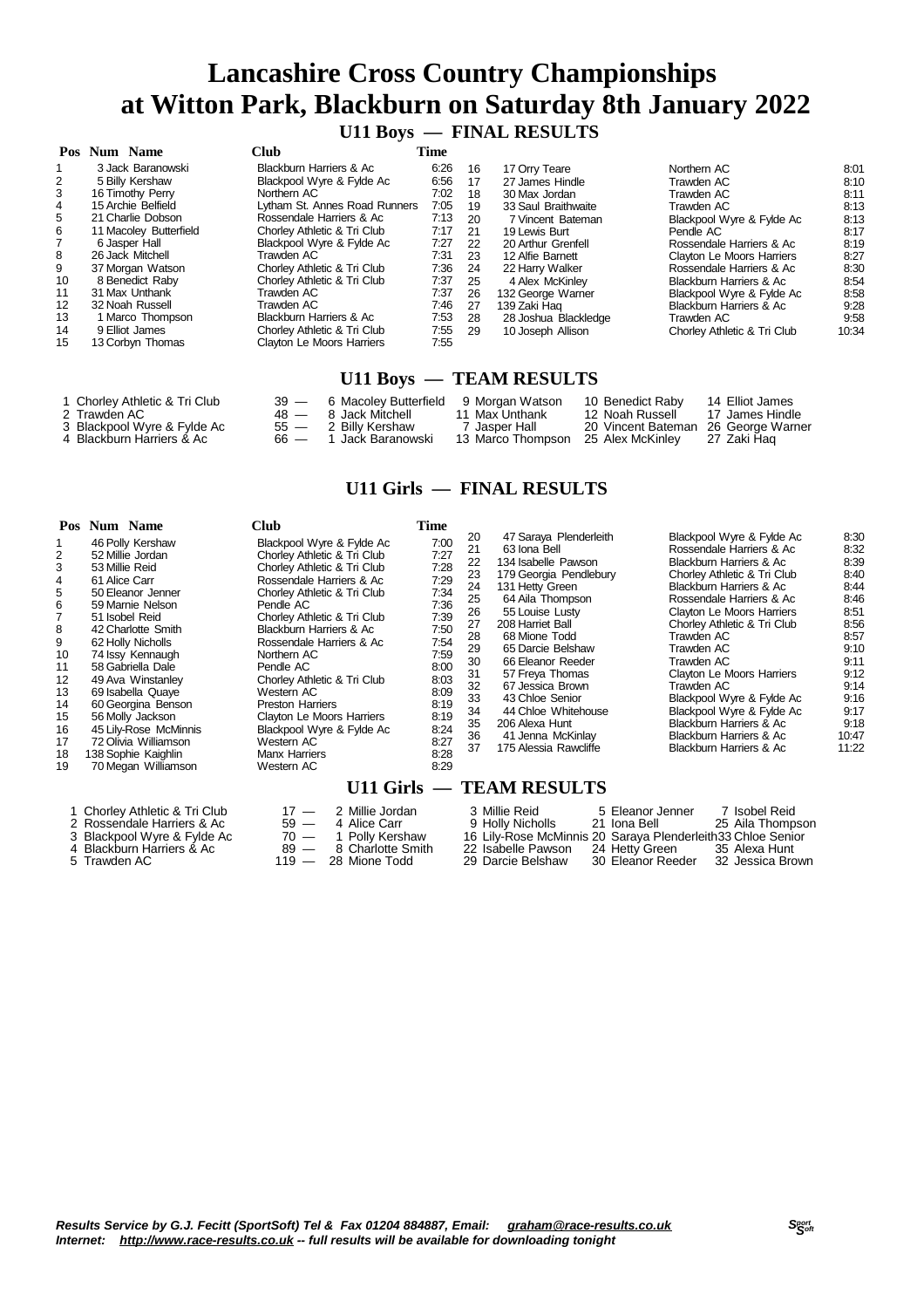# Lancashire Cross Country Championships at Witton Park, Blackburn on Saturday 8th January 2022

## U11 Boys — FINAL RESULTS

| Pos | Num | Name | Club | Time |
|---|---|---|---|---|
| 1 | 3 | Jack Baranowski | Blackburn Harriers & Ac | 6:26 |
| 2 | 5 | Billy Kershaw | Blackpool Wyre & Fylde Ac | 6:56 |
| 3 | 16 | Timothy Perry | Northern AC | 7:02 |
| 4 | 15 | Archie Belfield | Lytham St. Annes Road Runners | 7:05 |
| 5 | 21 | Charlie Dobson | Rossendale Harriers & Ac | 7:13 |
| 6 | 11 | Macoley Butterfield | Chorley Athletic & Tri Club | 7:17 |
| 7 | 6 | Jasper Hall | Blackpool Wyre & Fylde Ac | 7:27 |
| 8 | 26 | Jack Mitchell | Trawden AC | 7:31 |
| 9 | 37 | Morgan Watson | Chorley Athletic & Tri Club | 7:36 |
| 10 | 8 | Benedict Raby | Chorley Athletic & Tri Club | 7:37 |
| 11 | 31 | Max Unthank | Trawden AC | 7:37 |
| 12 | 32 | Noah Russell | Trawden AC | 7:46 |
| 13 | 1 | Marco Thompson | Blackburn Harriers & Ac | 7:53 |
| 14 | 9 | Elliot James | Chorley Athletic & Tri Club | 7:55 |
| 15 | 13 | Corbyn Thomas | Clayton Le Moors Harriers | 7:55 |
| 16 | 17 | Orry Teare | Northern AC | 8:01 |
| 17 | 27 | James Hindle | Trawden AC | 8:10 |
| 18 | 30 | Max Jordan | Trawden AC | 8:11 |
| 19 | 33 | Saul Braithwaite | Trawden AC | 8:13 |
| 20 | 7 | Vincent Bateman | Blackpool Wyre & Fylde Ac | 8:13 |
| 21 | 19 | Lewis Burt | Pendle AC | 8:17 |
| 22 | 20 | Arthur Grenfell | Rossendale Harriers & Ac | 8:19 |
| 23 | 12 | Alfie Barnett | Clayton Le Moors Harriers | 8:27 |
| 24 | 22 | Harry Walker | Rossendale Harriers & Ac | 8:30 |
| 25 | 4 | Alex McKinley | Blackburn Harriers & Ac | 8:54 |
| 26 | 132 | George Warner | Blackpool Wyre & Fylde Ac | 8:58 |
| 27 | 139 | Zaki Haq | Blackburn Harriers & Ac | 9:28 |
| 28 | 28 | Joshua Blackledge | Trawden AC | 9:58 |
| 29 | 10 | Joseph Allison | Chorley Athletic & Tri Club | 10:34 |

## U11 Boys — TEAM RESULTS

| Pos | Team | Points | | | | |
|---|---|---|---|---|---|---|
| 1 | Chorley Athletic & Tri Club | 39 | 6 Macoley Butterfield | 9 Morgan Watson | 10 Benedict Raby | 14 Elliot James |
| 2 | Trawden AC | 48 | 8 Jack Mitchell | 11 Max Unthank | 12 Noah Russell | 17 James Hindle |
| 3 | Blackpool Wyre & Fylde Ac | 55 | 2 Billy Kershaw | 7 Jasper Hall | 20 Vincent Bateman | 26 George Warner |
| 4 | Blackburn Harriers & Ac | 66 | 1 Jack Baranowski | 13 Marco Thompson | 25 Alex McKinley | 27 Zaki Haq |

## U11 Girls — FINAL RESULTS

| Pos | Num | Name | Club | Time |
|---|---|---|---|---|
| 1 | 46 | Polly Kershaw | Blackpool Wyre & Fylde Ac | 7:00 |
| 2 | 52 | Millie Jordan | Chorley Athletic & Tri Club | 7:27 |
| 3 | 53 | Millie Reid | Chorley Athletic & Tri Club | 7:28 |
| 4 | 61 | Alice Carr | Rossendale Harriers & Ac | 7:29 |
| 5 | 50 | Eleanor Jenner | Chorley Athletic & Tri Club | 7:34 |
| 6 | 59 | Marnie Nelson | Pendle AC | 7:36 |
| 7 | 51 | Isobel Reid | Chorley Athletic & Tri Club | 7:39 |
| 8 | 42 | Charlotte Smith | Blackburn Harriers & Ac | 7:50 |
| 9 | 62 | Holly Nicholls | Rossendale Harriers & Ac | 7:54 |
| 10 | 74 | Issy Kennaugh | Northern AC | 7:59 |
| 11 | 58 | Gabriella Dale | Pendle AC | 8:00 |
| 12 | 49 | Ava Winstanley | Chorley Athletic & Tri Club | 8:03 |
| 13 | 69 | Isabella Quaye | Western AC | 8:09 |
| 14 | 60 | Georgina Benson | Preston Harriers | 8:19 |
| 15 | 56 | Molly Jackson | Clayton Le Moors Harriers | 8:19 |
| 16 | 45 | Lily-Rose McMinnis | Blackpool Wyre & Fylde Ac | 8:24 |
| 17 | 72 | Olivia Williamson | Western AC | 8:27 |
| 18 | 138 | Sophie Kaighlin | Manx Harriers | 8:28 |
| 19 | 70 | Megan Williamson | Western AC | 8:29 |
| 20 | 47 | Saraya Plenderleith | Blackpool Wyre & Fylde Ac | 8:30 |
| 21 | 63 | Iona Bell | Rossendale Harriers & Ac | 8:32 |
| 22 | 134 | Isabelle Pawson | Blackburn Harriers & Ac | 8:39 |
| 23 | 179 | Georgia Pendlebury | Chorley Athletic & Tri Club | 8:40 |
| 24 | 131 | Hetty Green | Blackburn Harriers & Ac | 8:44 |
| 25 | 64 | Aila Thompson | Rossendale Harriers & Ac | 8:46 |
| 26 | 55 | Louise Lusty | Clayton Le Moors Harriers | 8:51 |
| 27 | 208 | Harriet Ball | Chorley Athletic & Tri Club | 8:56 |
| 28 | 68 | Mione Todd | Trawden AC | 8:57 |
| 29 | 65 | Darcie Belshaw | Trawden AC | 9:10 |
| 30 | 66 | Eleanor Reeder | Trawden AC | 9:11 |
| 31 | 57 | Freya Thomas | Clayton Le Moors Harriers | 9:12 |
| 32 | 67 | Jessica Brown | Trawden AC | 9:14 |
| 33 | 43 | Chloe Senior | Blackpool Wyre & Fylde Ac | 9:16 |
| 34 | 44 | Chloe Whitehouse | Blackpool Wyre & Fylde Ac | 9:17 |
| 35 | 206 | Alexa Hunt | Blackburn Harriers & Ac | 9:18 |
| 36 | 41 | Jenna McKinlay | Blackburn Harriers & Ac | 10:47 |
| 37 | 175 | Alessia Rawcliffe | Blackburn Harriers & Ac | 11:22 |

## U11 Girls — TEAM RESULTS

| Pos | Team | Points | | | | |
|---|---|---|---|---|---|---|
| 1 | Chorley Athletic & Tri Club | 17 | 2 Millie Jordan | 3 Millie Reid | 5 Eleanor Jenner | 7 Isobel Reid |
| 2 | Rossendale Harriers & Ac | 59 | 4 Alice Carr | 9 Holly Nicholls | 21 Iona Bell | 25 Aila Thompson |
| 3 | Blackpool Wyre & Fylde Ac | 70 | 1 Polly Kershaw | 16 Lily-Rose McMinnis | 20 Saraya Plenderleith | 33 Chloe Senior |
| 4 | Blackburn Harriers & Ac | 89 | 8 Charlotte Smith | 22 Isabelle Pawson | 24 Hetty Green | 35 Alexa Hunt |
| 5 | Trawden AC | 119 | 28 Mione Todd | 29 Darcie Belshaw | 30 Eleanor Reeder | 32 Jessica Brown |

*Results Service by G.J. Fecitt (SportSoft) Tel & Fax 01204 884887, Email: graham@race-results.co.uk*
*Internet: http://www.race-results.co.uk -- full results will be available for downloading tonight*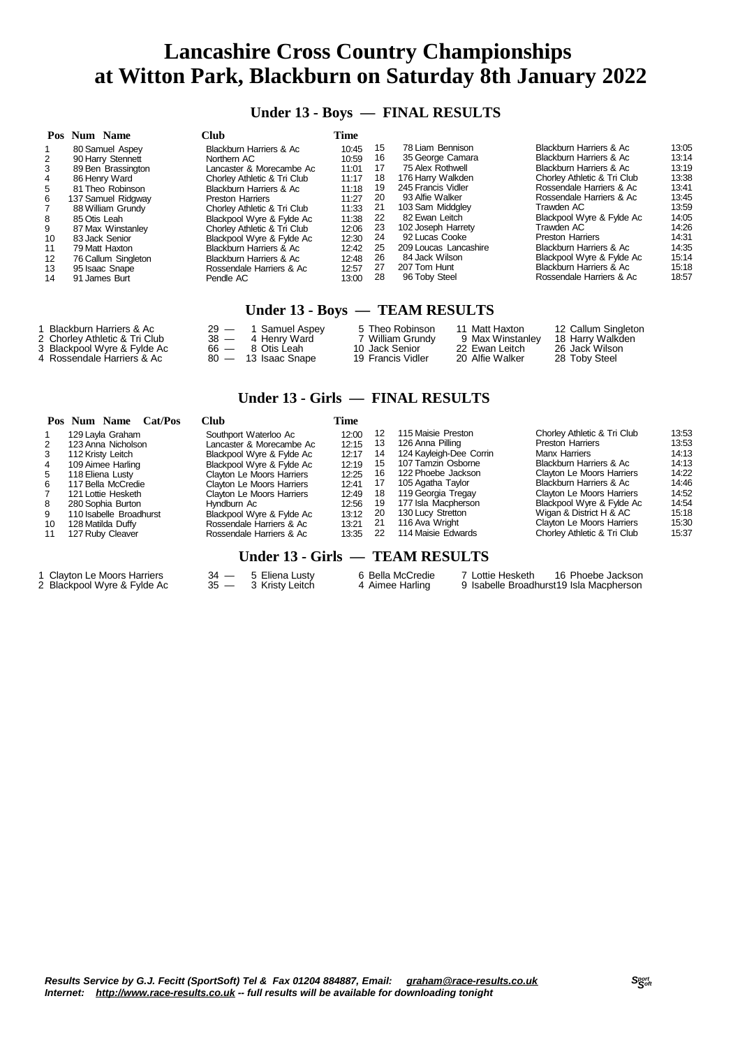# Lancashire Cross Country Championships at Witton Park, Blackburn on Saturday 8th January 2022

## Under 13 - Boys — FINAL RESULTS

| Pos | Num | Name | Club | Time |
|---|---|---|---|---|
| 1 | 80 | Samuel Aspey | Blackburn Harriers & Ac | 10:45 |
| 2 | 90 | Harry Stennett | Northern AC | 10:59 |
| 3 | 89 | Ben Brassington | Lancaster & Morecambe Ac | 11:01 |
| 4 | 86 | Henry Ward | Chorley Athletic & Tri Club | 11:17 |
| 5 | 81 | Theo Robinson | Blackburn Harriers & Ac | 11:18 |
| 6 | 137 | Samuel Ridgway | Preston Harriers | 11:27 |
| 7 | 88 | William Grundy | Chorley Athletic & Tri Club | 11:33 |
| 8 | 85 | Otis Leah | Blackpool Wyre & Fylde Ac | 11:38 |
| 9 | 87 | Max Winstanley | Chorley Athletic & Tri Club | 12:06 |
| 10 | 83 | Jack Senior | Blackpool Wyre & Fylde Ac | 12:30 |
| 11 | 79 | Matt Haxton | Blackburn Harriers & Ac | 12:42 |
| 12 | 76 | Callum Singleton | Blackburn Harriers & Ac | 12:48 |
| 13 | 95 | Isaac Snape | Rossendale Harriers & Ac | 12:57 |
| 14 | 91 | James Burt | Pendle AC | 13:00 |
| 15 | 78 | Liam Bennison | Blackburn Harriers & Ac | 13:05 |
| 16 | 35 | George Camara | Blackburn Harriers & Ac | 13:14 |
| 17 | 75 | Alex Rothwell | Blackburn Harriers & Ac | 13:19 |
| 18 | 176 | Harry Walkden | Chorley Athletic & Tri Club | 13:38 |
| 19 | 245 | Francis Vidler | Rossendale Harriers & Ac | 13:41 |
| 20 | 93 | Alfie Walker | Rossendale Harriers & Ac | 13:45 |
| 21 | 103 | Sam Middgley | Trawden AC | 13:59 |
| 22 | 82 | Ewan Leitch | Blackpool Wyre & Fylde Ac | 14:05 |
| 23 | 102 | Joseph Harrety | Trawden AC | 14:26 |
| 24 | 92 | Lucas Cooke | Preston Harriers | 14:31 |
| 25 | 209 | Loucas Lancashire | Blackburn Harriers & Ac | 14:35 |
| 26 | 84 | Jack Wilson | Blackpool Wyre & Fylde Ac | 15:14 |
| 27 | 207 | Tom Hunt | Blackburn Harriers & Ac | 15:18 |
| 28 | 96 | Toby Steel | Rossendale Harriers & Ac | 18:57 |

## Under 13 - Boys — TEAM RESULTS

| Pos | Team | Points | | | | |
|---|---|---|---|---|---|---|
| 1 | Blackburn Harriers & Ac | 29 — | 1 Samuel Aspey | 5 Theo Robinson | 11 Matt Haxton | 12 Callum Singleton |
| 2 | Chorley Athletic & Tri Club | 38 — | 4 Henry Ward | 7 William Grundy | 9 Max Winstanley | 18 Harry Walkden |
| 3 | Blackpool Wyre & Fylde Ac | 66 — | 8 Otis Leah | 10 Jack Senior | 22 Ewan Leitch | 26 Jack Wilson |
| 4 | Rossendale Harriers & Ac | 80 — | 13 Isaac Snape | 19 Francis Vidler | 20 Alfie Walker | 28 Toby Steel |

## Under 13 - Girls — FINAL RESULTS

| Pos | Num | Name | Cat/Pos | Club | Time |
|---|---|---|---|---|---|
| 1 | 129 | Layla Graham | | Southport Waterloo Ac | 12:00 |
| 2 | 123 | Anna Nicholson | | Lancaster & Morecambe Ac | 12:15 |
| 3 | 112 | Kristy Leitch | | Blackpool Wyre & Fylde Ac | 12:17 |
| 4 | 109 | Aimee Harling | | Blackpool Wyre & Fylde Ac | 12:19 |
| 5 | 118 | Eliena Lusty | | Clayton Le Moors Harriers | 12:25 |
| 6 | 117 | Bella McCredie | | Clayton Le Moors Harriers | 12:41 |
| 7 | 121 | Lottie Hesketh | | Clayton Le Moors Harriers | 12:49 |
| 8 | 280 | Sophia Burton | | Hyndburn Ac | 12:56 |
| 9 | 110 | Isabelle Broadhurst | | Blackpool Wyre & Fylde Ac | 13:12 |
| 10 | 128 | Matilda Duffy | | Rossendale Harriers & Ac | 13:21 |
| 11 | 127 | Ruby Cleaver | | Rossendale Harriers & Ac | 13:35 |
| 12 | 115 | Maisie Preston | | Chorley Athletic & Tri Club | 13:53 |
| 13 | 126 | Anna Pilling | | Preston Harriers | 13:53 |
| 14 | 124 | Kayleigh-Dee Corrin | | Manx Harriers | 14:13 |
| 15 | 107 | Tamzin Osborne | | Blackburn Harriers & Ac | 14:13 |
| 16 | 122 | Phoebe Jackson | | Clayton Le Moors Harriers | 14:22 |
| 17 | 105 | Agatha Taylor | | Blackburn Harriers & Ac | 14:46 |
| 18 | 119 | Georgia Tregay | | Clayton Le Moors Harriers | 14:52 |
| 19 | 177 | Isla Macpherson | | Blackpool Wyre & Fylde Ac | 14:54 |
| 20 | 130 | Lucy Stretton | | Wigan & District H & AC | 15:18 |
| 21 | 116 | Ava Wright | | Clayton Le Moors Harriers | 15:30 |
| 22 | 114 | Maisie Edwards | | Chorley Athletic & Tri Club | 15:37 |

## Under 13 - Girls — TEAM RESULTS

| Pos | Team | Points | | | | |
|---|---|---|---|---|---|---|
| 1 | Clayton Le Moors Harriers | 34 — | 5 Eliena Lusty | 6 Bella McCredie | 7 Lottie Hesketh | 16 Phoebe Jackson |
| 2 | Blackpool Wyre & Fylde Ac | 35 — | 3 Kristy Leitch | 4 Aimee Harling | 9 Isabelle Broadhurst | 19 Isla Macpherson |

***Results Service by G.J. Fecitt (SportSoft) Tel & Fax 01204 884887, Email: graham@race-results.co.uk***
***Internet: http://www.race-results.co.uk -- full results will be available for downloading tonight***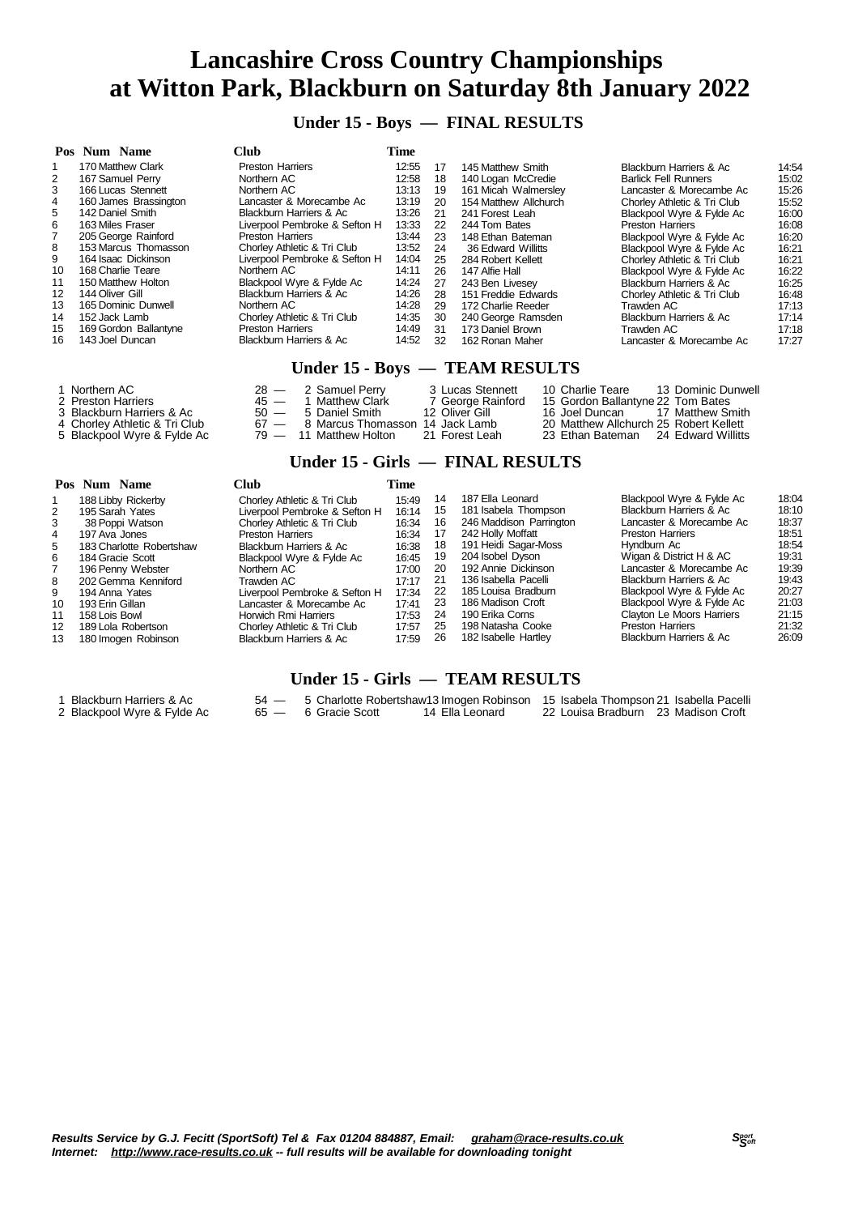# Lancashire Cross Country Championships
# at Witton Park, Blackburn on Saturday 8th January 2022

## Under 15 - Boys — FINAL RESULTS

| Pos | Num | Name | Club | Time |
|---|---|---|---|---|
| 1 | 170 | Matthew Clark | Preston Harriers | 12:55 |
| 2 | 167 | Samuel Perry | Northern AC | 12:58 |
| 3 | 166 | Lucas Stennett | Northern AC | 13:13 |
| 4 | 160 | James Brassington | Lancaster & Morecambe Ac | 13:19 |
| 5 | 142 | Daniel Smith | Blackburn Harriers & Ac | 13:26 |
| 6 | 163 | Miles Fraser | Liverpool Pembroke & Sefton H | 13:33 |
| 7 | 205 | George Rainford | Preston Harriers | 13:44 |
| 8 | 153 | Marcus Thomasson | Chorley Athletic & Tri Club | 13:52 |
| 9 | 164 | Isaac Dickinson | Liverpool Pembroke & Sefton H | 14:04 |
| 10 | 168 | Charlie Teare | Northern AC | 14:11 |
| 11 | 150 | Matthew Holton | Blackpool Wyre & Fylde Ac | 14:24 |
| 12 | 144 | Oliver Gill | Blackburn Harriers & Ac | 14:26 |
| 13 | 165 | Dominic Dunwell | Northern AC | 14:28 |
| 14 | 152 | Jack Lamb | Chorley Athletic & Tri Club | 14:35 |
| 15 | 169 | Gordon Ballantyne | Preston Harriers | 14:49 |
| 16 | 143 | Joel Duncan | Blackburn Harriers & Ac | 14:52 |
| 17 | 145 | Matthew Smith | Blackburn Harriers & Ac | 14:54 |
| 18 | 140 | Logan McCredie | Barlick Fell Runners | 15:02 |
| 19 | 161 | Micah Walmersley | Lancaster & Morecambe Ac | 15:26 |
| 20 | 154 | Matthew Allchurch | Chorley Athletic & Tri Club | 15:52 |
| 21 | 241 | Forest Leah | Blackpool Wyre & Fylde Ac | 16:00 |
| 22 | 244 | Tom Bates | Preston Harriers | 16:08 |
| 23 | 148 | Ethan Bateman | Blackpool Wyre & Fylde Ac | 16:20 |
| 24 | 36 | Edward Willitts | Blackpool Wyre & Fylde Ac | 16:21 |
| 25 | 284 | Robert Kellett | Chorley Athletic & Tri Club | 16:21 |
| 26 | 147 | Alfie Hall | Blackpool Wyre & Fylde Ac | 16:22 |
| 27 | 243 | Ben Livesey | Blackburn Harriers & Ac | 16:25 |
| 28 | 151 | Freddie Edwards | Chorley Athletic & Tri Club | 16:48 |
| 29 | 172 | Charlie Reeder | Trawden AC | 17:13 |
| 30 | 240 | George Ramsden | Blackburn Harriers & Ac | 17:14 |
| 31 | 173 | Daniel Brown | Trawden AC | 17:18 |
| 32 | 162 | Ronan Maher | Lancaster & Morecambe Ac | 17:27 |

## Under 15 - Boys — TEAM RESULTS

| Pos | Team | Points | | | | |
|---|---|---|---|---|---|---|
| 1 | Northern AC | 28 — | 2 Samuel Perry | 3 Lucas Stennett | 10 Charlie Teare | 13 Dominic Dunwell |
| 2 | Preston Harriers | 45 — | 1 Matthew Clark | 7 George Rainford | 15 Gordon Ballantyne | 22 Tom Bates |
| 3 | Blackburn Harriers & Ac | 50 — | 5 Daniel Smith | 12 Oliver Gill | 16 Joel Duncan | 17 Matthew Smith |
| 4 | Chorley Athletic & Tri Club | 67 — | 8 Marcus Thomasson | 14 Jack Lamb | 20 Matthew Allchurch | 25 Robert Kellett |
| 5 | Blackpool Wyre & Fylde Ac | 79 — | 11 Matthew Holton | 21 Forest Leah | 23 Ethan Bateman | 24 Edward Willitts |

## Under 15 - Girls — FINAL RESULTS

| Pos | Num | Name | Club | Time |
|---|---|---|---|---|
| 1 | 188 | Libby Rickerby | Chorley Athletic & Tri Club | 15:49 |
| 2 | 195 | Sarah Yates | Liverpool Pembroke & Sefton H | 16:14 |
| 3 | 38 | Poppi Watson | Chorley Athletic & Tri Club | 16:34 |
| 4 | 197 | Ava Jones | Preston Harriers | 16:34 |
| 5 | 183 | Charlotte Robertshaw | Blackburn Harriers & Ac | 16:38 |
| 6 | 184 | Gracie Scott | Blackpool Wyre & Fylde Ac | 16:45 |
| 7 | 196 | Penny Webster | Northern AC | 17:00 |
| 8 | 202 | Gemma Kenniford | Trawden AC | 17:17 |
| 9 | 194 | Anna Yates | Liverpool Pembroke & Sefton H | 17:34 |
| 10 | 193 | Erin Gillan | Lancaster & Morecambe Ac | 17:41 |
| 11 | 158 | Lois Bowl | Horwich Rmi Harriers | 17:53 |
| 12 | 189 | Lola Robertson | Chorley Athletic & Tri Club | 17:57 |
| 13 | 180 | Imogen Robinson | Blackburn Harriers & Ac | 17:59 |
| 14 | 187 | Ella Leonard | Blackpool Wyre & Fylde Ac | 18:04 |
| 15 | 181 | Isabela Thompson | Blackburn Harriers & Ac | 18:10 |
| 16 | 246 | Maddison Parrington | Lancaster & Morecambe Ac | 18:37 |
| 17 | 242 | Holly Moffatt | Preston Harriers | 18:51 |
| 18 | 191 | Heidi Sagar-Moss | Hyndburn Ac | 18:54 |
| 19 | 204 | Isobel Dyson | Wigan & District H & AC | 19:31 |
| 20 | 192 | Annie Dickinson | Lancaster & Morecambe Ac | 19:39 |
| 21 | 136 | Isabella Pacelli | Blackburn Harriers & Ac | 19:43 |
| 22 | 185 | Louisa Bradburn | Blackpool Wyre & Fylde Ac | 20:27 |
| 23 | 186 | Madison Croft | Blackpool Wyre & Fylde Ac | 21:03 |
| 24 | 190 | Erika Corns | Clayton Le Moors Harriers | 21:15 |
| 25 | 198 | Natasha Cooke | Preston Harriers | 21:32 |
| 26 | 182 | Isabelle Hartley | Blackburn Harriers & Ac | 26:09 |

## Under 15 - Girls — TEAM RESULTS

| Pos | Team | Points | | | | |
|---|---|---|---|---|---|---|
| 1 | Blackburn Harriers & Ac | 54 — | 5 Charlotte Robertshaw | 13 Imogen Robinson | 15 Isabela Thompson | 21 Isabella Pacelli |
| 2 | Blackpool Wyre & Fylde Ac | 65 — | 6 Gracie Scott | 14 Ella Leonard | 22 Louisa Bradburn | 23 Madison Croft |

*Results Service by G.J. Fecitt (SportSoft) Tel & Fax 01204 884887, Email: graham@race-results.co.uk*
*Internet: http://www.race-results.co.uk -- full results will be available for downloading tonight*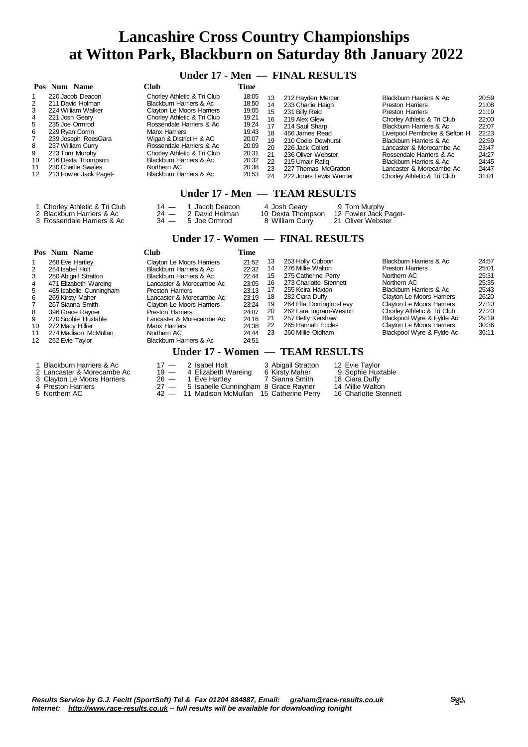# Lancashire Cross Country Championships at Witton Park, Blackburn on Saturday 8th January 2022

## Under 17 - Men — FINAL RESULTS

| Pos | Num | Name | Club | Time |
|---|---|---|---|---|
| 1 | 220 | Jacob Deacon | Chorley Athletic & Tri Club | 18:05 |
| 2 | 211 | David Holman | Blackburn Harriers & Ac | 18:50 |
| 3 | 224 | William Walker | Clayton Le Moors Harriers | 19:05 |
| 4 | 221 | Josh Geary | Chorley Athletic & Tri Club | 19:21 |
| 5 | 235 | Joe Ormrod | Rossendale Harriers & Ac | 19:24 |
| 6 | 229 | Ryan Corrin | Manx Harriers | 19:43 |
| 7 | 239 | Joseph ReesGara | Wigan & District H & AC | 20:07 |
| 8 | 237 | William Curry | Rossendale Harriers & Ac | 20:09 |
| 9 | 223 | Tom Murphy | Chorley Athletic & Tri Club | 20:31 |
| 10 | 216 | Dexta Thompson | Blackburn Harriers & Ac | 20:32 |
| 11 | 230 | Charlie Swales | Northern AC | 20:38 |
| 12 | 213 | Fowler Jack Paget- | Blackburn Harriers & Ac | 20:53 |
| 13 | 212 | Hayden Mercer | Blackburn Harriers & Ac | 20:59 |
| 14 | 233 | Charlie Haigh | Preston Harriers | 21:08 |
| 15 | 231 | Billy Reid | Preston Harriers | 21:19 |
| 16 | 219 | Alex Glew | Chorley Athletic & Tri Club | 22:00 |
| 17 | 214 | Saul Sharp | Blackburn Harriers & Ac | 22:07 |
| 18 | 466 | James Read | Liverpool Pembroke & Sefton H | 22:23 |
| 19 | 210 | Codie Dewhurst | Blackburn Harriers & Ac | 22:59 |
| 20 | 226 | Jack Collett | Lancaster & Morecambe Ac | 23:47 |
| 21 | 236 | Oliver Webster | Rossendale Harriers & Ac | 24:27 |
| 22 | 215 | Umair Rafiq | Blackburn Harriers & Ac | 24:45 |
| 23 | 227 | Thomas McGratton | Lancaster & Morecambe Ac | 24:47 |
| 24 | 222 | Jones Lewis Warner | Chorley Athletic & Tri Club | 31:01 |

## Under 17 - Men — TEAM RESULTS

| Pos | Club | Points | | | |
|---|---|---|---|---|---|
| 1 | Chorley Athletic & Tri Club | 14 — | 1 Jacob Deacon | 4 Josh Geary | 9 Tom Murphy |
| 2 | Blackburn Harriers & Ac | 24 — | 2 David Holman | 10 Dexta Thompson | 12 Fowler Jack Paget- |
| 3 | Rossendale Harriers & Ac | 34 — | 5 Joe Ormrod | 8 William Curry | 21 Oliver Webster |

## Under 17 - Women — FINAL RESULTS

| Pos | Num | Name | Club | Time |
|---|---|---|---|---|
| 1 | 268 | Eve Hartley | Clayton Le Moors Harriers | 21:52 |
| 2 | 254 | Isabel Holt | Blackburn Harriers & Ac | 22:32 |
| 3 | 250 | Abigail Stratton | Blackburn Harriers & Ac | 22:44 |
| 4 | 471 | Elizabeth Wareing | Lancaster & Morecambe Ac | 23:05 |
| 5 | 465 | Isabelle Cunningham | Preston Harriers | 23:13 |
| 6 | 269 | Kirsty Maher | Lancaster & Morecambe Ac | 23:19 |
| 7 | 267 | Sianna Smith | Clayton Le Moors Harriers | 23:24 |
| 8 | 396 | Grace Rayner | Preston Harriers | 24:07 |
| 9 | 270 | Sophie Huxtable | Lancaster & Morecambe Ac | 24:16 |
| 10 | 272 | Macy Hillier | Manx Harriers | 24:38 |
| 11 | 274 | Madison McMullan | Northern AC | 24:44 |
| 12 | 252 | Evie Taylor | Blackburn Harriers & Ac | 24:51 |
| 13 | 253 | Holly Cubbon | Blackburn Harriers & Ac | 24:57 |
| 14 | 276 | Millie Walton | Preston Harriers | 25:01 |
| 15 | 275 | Catherine Perry | Northern AC | 25:31 |
| 16 | 273 | Charlotte Stennett | Northern AC | 25:35 |
| 17 | 255 | Keira Haxton | Blackburn Harriers & Ac | 25:43 |
| 18 | 282 | Ciara Duffy | Clayton Le Moors Harriers | 26:20 |
| 19 | 264 | Ella Dorrington-Levy | Clayton Le Moors Harriers | 27:10 |
| 20 | 262 | Lara Ingram-Weston | Chorley Athletic & Tri Club | 27:20 |
| 21 | 257 | Betty Kershaw | Blackpool Wyre & Fylde Ac | 29:19 |
| 22 | 265 | Hannah Eccles | Clayton Le Moors Harriers | 30:36 |
| 23 | 260 | Millie Oldham | Blackpool Wyre & Fylde Ac | 36:11 |

## Under 17 - Women — TEAM RESULTS

| Pos | Club | Points | | | |
|---|---|---|---|---|---|
| 1 | Blackburn Harriers & Ac | 17 — | 2 Isabel Holt | 3 Abigail Stratton | 12 Evie Taylor |
| 2 | Lancaster & Morecambe Ac | 19 — | 4 Elizabeth Wareing | 6 Kirsty Maher | 9 Sophie Huxtable |
| 3 | Clayton Le Moors Harriers | 26 — | 1 Eve Hartley | 7 Sianna Smith | 18 Ciara Duffy |
| 4 | Preston Harriers | 27 — | 5 Isabelle Cunningham | 8 Grace Rayner | 14 Millie Walton |
| 5 | Northern AC | 42 — | 11 Madison McMullan | 15 Catherine Perry | 16 Charlotte Stennett |

*Results Service by G.J. Fecitt (SportSoft) Tel & Fax 01204 884887, Email: graham@race-results.co.uk*
*Internet: http://www.race-results.co.uk -- full results will be available for downloading tonight*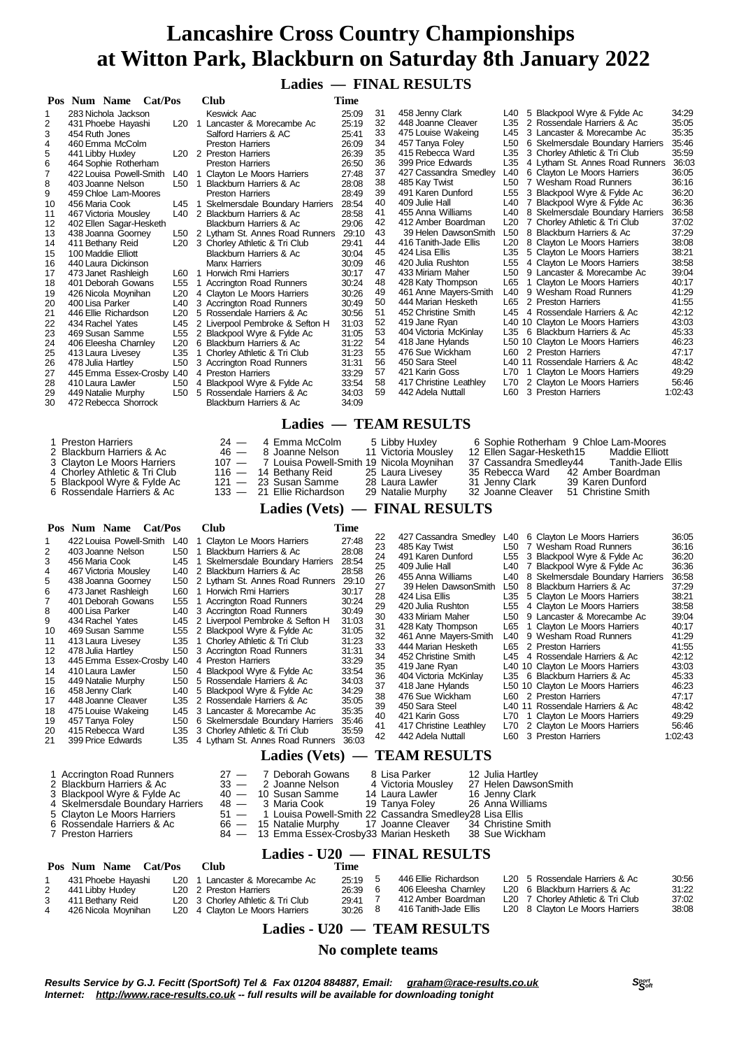# Lancashire Cross Country Championships at Witton Park, Blackburn on Saturday 8th January 2022

## Ladies — FINAL RESULTS

| Pos | Num | Name | Cat/Pos | | Club | Time |
|---|---|---|---|---|---|---|
| 1 | 283 | Nichola Jackson | | | Keswick Aac | 25:09 |
| 2 | 431 | Phoebe Hayashi | L20 | 1 | Lancaster & Morecambe Ac | 25:19 |
| 3 | 454 | Ruth Jones | | | Salford Harriers & AC | 25:41 |
| 4 | 460 | Emma McColm | | | Preston Harriers | 26:09 |
| 5 | 441 | Libby Huxley | L20 | 2 | Preston Harriers | 26:39 |
| 6 | 464 | Sophie Rotherham | | | Preston Harriers | 26:50 |
| 7 | 422 | Louisa Powell-Smith | L40 | 1 | Clayton Le Moors Harriers | 27:48 |
| 8 | 403 | Joanne Nelson | L50 | 1 | Blackburn Harriers & Ac | 28:08 |
| 9 | 459 | Chloe Lam-Moores | | | Preston Harriers | 28:49 |
| 10 | 456 | Maria Cook | L45 | 1 | Skelmersdale Boundary Harriers | 28:54 |
| 11 | 467 | Victoria Mousley | L40 | 2 | Blackburn Harriers & Ac | 28:58 |
| 12 | 402 | Ellen Sagar-Hesketh | | | Blackburn Harriers & Ac | 29:06 |
| 13 | 438 | Joanna Goorney | L50 | 2 | Lytham St. Annes Road Runners | 29:10 |
| 14 | 411 | Bethany Reid | L20 | 3 | Chorley Athletic & Tri Club | 29:41 |
| 15 | 100 | Maddie Elliott | | | Blackburn Harriers & Ac | 30:04 |
| 16 | 440 | Laura Dickinson | | | Manx Harriers | 30:09 |
| 17 | 473 | Janet Rashleigh | L60 | 1 | Horwich Rmi Harriers | 30:17 |
| 18 | 401 | Deborah Gowans | L55 | 1 | Accrington Road Runners | 30:24 |
| 19 | 426 | Nicola Moynihan | L20 | 4 | Clayton Le Moors Harriers | 30:26 |
| 20 | 400 | Lisa Parker | L40 | 3 | Accrington Road Runners | 30:49 |
| 21 | 446 | Ellie Richardson | L20 | 5 | Rossendale Harriers & Ac | 30:56 |
| 22 | 434 | Rachel Yates | L45 | 2 | Liverpool Pembroke & Sefton H | 31:03 |
| 23 | 469 | Susan Samme | L55 | 2 | Blackpool Wyre & Fylde Ac | 31:05 |
| 24 | 406 | Eleesha Charnley | L20 | 6 | Blackburn Harriers & Ac | 31:22 |
| 25 | 413 | Laura Livesey | L35 | 1 | Chorley Athletic & Tri Club | 31:23 |
| 26 | 478 | Julia Hartley | L50 | 3 | Accrington Road Runners | 31:31 |
| 27 | 445 | Emma Essex-Crosby | L40 | 4 | Preston Harriers | 33:29 |
| 28 | 410 | Laura Lawler | L50 | 4 | Blackpool Wyre & Fylde Ac | 33:54 |
| 29 | 449 | Natalie Murphy | L50 | 5 | Rossendale Harriers & Ac | 34:03 |
| 30 | 472 | Rebecca Shorrock | | | Blackburn Harriers & Ac | 34:09 |
| 31 | 458 | Jenny Clark | L40 | 5 | Blackpool Wyre & Fylde Ac | 34:29 |
| 32 | 448 | Joanne Cleaver | L35 | 2 | Rossendale Harriers & Ac | 35:05 |
| 33 | 475 | Louise Wakeing | L45 | 3 | Lancaster & Morecambe Ac | 35:35 |
| 34 | 457 | Tanya Foley | L50 | 6 | Skelmersdale Boundary Harriers | 35:46 |
| 35 | 415 | Rebecca Ward | L35 | 3 | Chorley Athletic & Tri Club | 35:59 |
| 36 | 399 | Price Edwards | L35 | 4 | Lytham St. Annes Road Runners | 36:03 |
| 37 | 427 | Cassandra Smedley | L40 | 6 | Clayton Le Moors Harriers | 36:05 |
| 38 | 485 | Kay Twist | L50 | 7 | Wesham Road Runners | 36:16 |
| 39 | 491 | Karen Dunford | L55 | 3 | Blackpool Wyre & Fylde Ac | 36:20 |
| 40 | 409 | Julie Hall | L40 | 7 | Blackpool Wyre & Fylde Ac | 36:36 |
| 41 | 455 | Anna Williams | L40 | 8 | Skelmersdale Boundary Harriers | 36:58 |
| 42 | 412 | Amber Boardman | L20 | 7 | Chorley Athletic & Tri Club | 37:02 |
| 43 | 39 | Helen DawsonSmith | L50 | 8 | Blackburn Harriers & Ac | 37:29 |
| 44 | 416 | Tanith-Jade Ellis | L20 | 8 | Clayton Le Moors Harriers | 38:08 |
| 45 | 424 | Lisa Ellis | L35 | 5 | Clayton Le Moors Harriers | 38:21 |
| 46 | 420 | Julia Rushton | L55 | 4 | Clayton Le Moors Harriers | 38:58 |
| 47 | 433 | Miriam Maher | L50 | 9 | Lancaster & Morecambe Ac | 39:04 |
| 48 | 428 | Katy Thompson | L65 | 1 | Clayton Le Moors Harriers | 40:17 |
| 49 | 461 | Anne Mayers-Smith | L40 | 9 | Wesham Road Runners | 41:29 |
| 50 | 444 | Marian Hesketh | L65 | 2 | Preston Harriers | 41:55 |
| 51 | 452 | Christine Smith | L45 | 4 | Rossendale Harriers & Ac | 42:12 |
| 52 | 419 | Jane Ryan | L40 | 10 | Clayton Le Moors Harriers | 43:03 |
| 53 | 404 | Victoria McKinlay | L35 | 6 | Blackburn Harriers & Ac | 45:33 |
| 54 | 418 | Jane Hylands | L50 | 10 | Clayton Le Moors Harriers | 46:23 |
| 55 | 476 | Sue Wickham | L60 | 2 | Preston Harriers | 47:17 |
| 56 | 450 | Sara Steel | L40 | 11 | Rossendale Harriers & Ac | 48:42 |
| 57 | 421 | Karin Goss | L70 | 1 | Clayton Le Moors Harriers | 49:29 |
| 58 | 417 | Christine Leathley | L70 | 2 | Clayton Le Moors Harriers | 56:46 |
| 59 | 442 | Adela Nuttall | L60 | 3 | Preston Harriers | 1:02:43 |

## Ladies — TEAM RESULTS

| Pos | Team | Points | | | | |
|---|---|---|---|---|---|---|
| 1 | Preston Harriers | 24 | 4 Emma McColm | 5 Libby Huxley | 6 Sophie Rotherham | 9 Chloe Lam-Moores |
| 2 | Blackburn Harriers & Ac | 46 | 8 Joanne Nelson | 11 Victoria Mousley | 12 Ellen Sagar-Hesketh | 15 Maddie Elliott |
| 3 | Clayton Le Moors Harriers | 107 | 7 Louisa Powell-Smith | 19 Nicola Moynihan | 37 Cassandra Smedley | 44 Tanith-Jade Ellis |
| 4 | Chorley Athletic & Tri Club | 116 | 14 Bethany Reid | 25 Laura Livesey | 35 Rebecca Ward | 42 Amber Boardman |
| 5 | Blackpool Wyre & Fylde Ac | 121 | 23 Susan Samme | 28 Laura Lawler | 31 Jenny Clark | 39 Karen Dunford |
| 6 | Rossendale Harriers & Ac | 133 | 21 Ellie Richardson | 29 Natalie Murphy | 32 Joanne Cleaver | 51 Christine Smith |

## Ladies (Vets) — FINAL RESULTS

| Pos | Num | Name | Cat/Pos | | Club | Time |
|---|---|---|---|---|---|---|
| 1 | 422 | Louisa Powell-Smith | L40 | 1 | Clayton Le Moors Harriers | 27:48 |
| 2 | 403 | Joanne Nelson | L50 | 1 | Blackburn Harriers & Ac | 28:08 |
| 3 | 456 | Maria Cook | L45 | 1 | Skelmersdale Boundary Harriers | 28:54 |
| 4 | 467 | Victoria Mousley | L40 | 2 | Blackburn Harriers & Ac | 28:58 |
| 5 | 438 | Joanna Goorney | L50 | 2 | Lytham St. Annes Road Runners | 29:10 |
| 6 | 473 | Janet Rashleigh | L60 | 1 | Horwich Rmi Harriers | 30:17 |
| 7 | 401 | Deborah Gowans | L55 | 1 | Accrington Road Runners | 30:24 |
| 8 | 400 | Lisa Parker | L40 | 3 | Accrington Road Runners | 30:49 |
| 9 | 434 | Rachel Yates | L45 | 2 | Liverpool Pembroke & Sefton H | 31:03 |
| 10 | 469 | Susan Samme | L55 | 2 | Blackpool Wyre & Fylde Ac | 31:05 |
| 11 | 413 | Laura Livesey | L35 | 1 | Chorley Athletic & Tri Club | 31:23 |
| 12 | 478 | Julia Hartley | L50 | 3 | Accrington Road Runners | 31:31 |
| 13 | 445 | Emma Essex-Crosby | L40 | 4 | Preston Harriers | 33:29 |
| 14 | 410 | Laura Lawler | L50 | 4 | Blackpool Wyre & Fylde Ac | 33:54 |
| 15 | 449 | Natalie Murphy | L50 | 5 | Rossendale Harriers & Ac | 34:03 |
| 16 | 458 | Jenny Clark | L40 | 5 | Blackpool Wyre & Fylde Ac | 34:29 |
| 17 | 448 | Joanne Cleaver | L35 | 2 | Rossendale Harriers & Ac | 35:05 |
| 18 | 475 | Louise Wakeing | L45 | 3 | Lancaster & Morecambe Ac | 35:35 |
| 19 | 457 | Tanya Foley | L50 | 6 | Skelmersdale Boundary Harriers | 35:46 |
| 20 | 415 | Rebecca Ward | L35 | 3 | Chorley Athletic & Tri Club | 35:59 |
| 21 | 399 | Price Edwards | L35 | 4 | Lytham St. Annes Road Runners | 36:03 |
| 22 | 427 | Cassandra Smedley | L40 | 6 | Clayton Le Moors Harriers | 36:05 |
| 23 | 485 | Kay Twist | L50 | 7 | Wesham Road Runners | 36:16 |
| 24 | 491 | Karen Dunford | L55 | 3 | Blackpool Wyre & Fylde Ac | 36:20 |
| 25 | 409 | Julie Hall | L40 | 7 | Blackpool Wyre & Fylde Ac | 36:36 |
| 26 | 455 | Anna Williams | L40 | 8 | Skelmersdale Boundary Harriers | 36:58 |
| 27 | 39 | Helen DawsonSmith | L50 | 8 | Blackburn Harriers & Ac | 37:29 |
| 28 | 424 | Lisa Ellis | L35 | 5 | Clayton Le Moors Harriers | 38:21 |
| 29 | 420 | Julia Rushton | L55 | 4 | Clayton Le Moors Harriers | 38:58 |
| 30 | 433 | Miriam Maher | L50 | 9 | Lancaster & Morecambe Ac | 39:04 |
| 31 | 428 | Katy Thompson | L65 | 1 | Clayton Le Moors Harriers | 40:17 |
| 32 | 461 | Anne Mayers-Smith | L40 | 9 | Wesham Road Runners | 41:29 |
| 33 | 444 | Marian Hesketh | L65 | 2 | Preston Harriers | 41:55 |
| 34 | 452 | Christine Smith | L45 | 4 | Rossendale Harriers & Ac | 42:12 |
| 35 | 419 | Jane Ryan | L40 | 10 | Clayton Le Moors Harriers | 43:03 |
| 36 | 404 | Victoria McKinlay | L35 | 6 | Blackburn Harriers & Ac | 45:33 |
| 37 | 418 | Jane Hylands | L50 | 10 | Clayton Le Moors Harriers | 46:23 |
| 38 | 476 | Sue Wickham | L60 | 2 | Preston Harriers | 47:17 |
| 39 | 450 | Sara Steel | L40 | 11 | Rossendale Harriers & Ac | 48:42 |
| 40 | 421 | Karin Goss | L70 | 1 | Clayton Le Moors Harriers | 49:29 |
| 41 | 417 | Christine Leathley | L70 | 2 | Clayton Le Moors Harriers | 56:46 |
| 42 | 442 | Adela Nuttall | L60 | 3 | Preston Harriers | 1:02:43 |

## Ladies (Vets) — TEAM RESULTS

| Pos | Team | Points | | | |
|---|---|---|---|---|---|
| 1 | Accrington Road Runners | 27 | 7 Deborah Gowans | 8 Lisa Parker | 12 Julia Hartley |
| 2 | Blackburn Harriers & Ac | 33 | 2 Joanne Nelson | 4 Victoria Mousley | 27 Helen DawsonSmith |
| 3 | Blackpool Wyre & Fylde Ac | 40 | 10 Susan Samme | 14 Laura Lawler | 16 Jenny Clark |
| 4 | Skelmersdale Boundary Harriers | 48 | 3 Maria Cook | 19 Tanya Foley | 26 Anna Williams |
| 5 | Clayton Le Moors Harriers | 51 | 1 Louisa Powell-Smith | 22 Cassandra Smedley | 28 Lisa Ellis |
| 6 | Rossendale Harriers & Ac | 66 | 15 Natalie Murphy | 17 Joanne Cleaver | 34 Christine Smith |
| 7 | Preston Harriers | 84 | 13 Emma Essex-Crosby | 33 Marian Hesketh | 38 Sue Wickham |

## Ladies - U20 — FINAL RESULTS

| Pos | Num | Name | Cat/Pos | | Club | Time |
|---|---|---|---|---|---|---|
| 1 | 431 | Phoebe Hayashi | L20 | 1 | Lancaster & Morecambe Ac | 25:19 |
| 2 | 441 | Libby Huxley | L20 | 2 | Preston Harriers | 26:39 |
| 3 | 411 | Bethany Reid | L20 | 3 | Chorley Athletic & Tri Club | 29:41 |
| 4 | 426 | Nicola Moynihan | L20 | 4 | Clayton Le Moors Harriers | 30:26 |
| 5 | 446 | Ellie Richardson | L20 | 5 | Rossendale Harriers & Ac | 30:56 |
| 6 | 406 | Eleesha Charnley | L20 | 6 | Blackburn Harriers & Ac | 31:22 |
| 7 | 412 | Amber Boardman | L20 | 7 | Chorley Athletic & Tri Club | 37:02 |
| 8 | 416 | Tanith-Jade Ellis | L20 | 8 | Clayton Le Moors Harriers | 38:08 |

## Ladies - U20 — TEAM RESULTS

**No complete teams**

*Results Service by G.J. Fecit (SportSoft) Tel & Fax 01204 884887, Email: graham@race-results.co.uk*
*Internet: http://www.race-results.co.uk -- full results will be available for downloading tonight*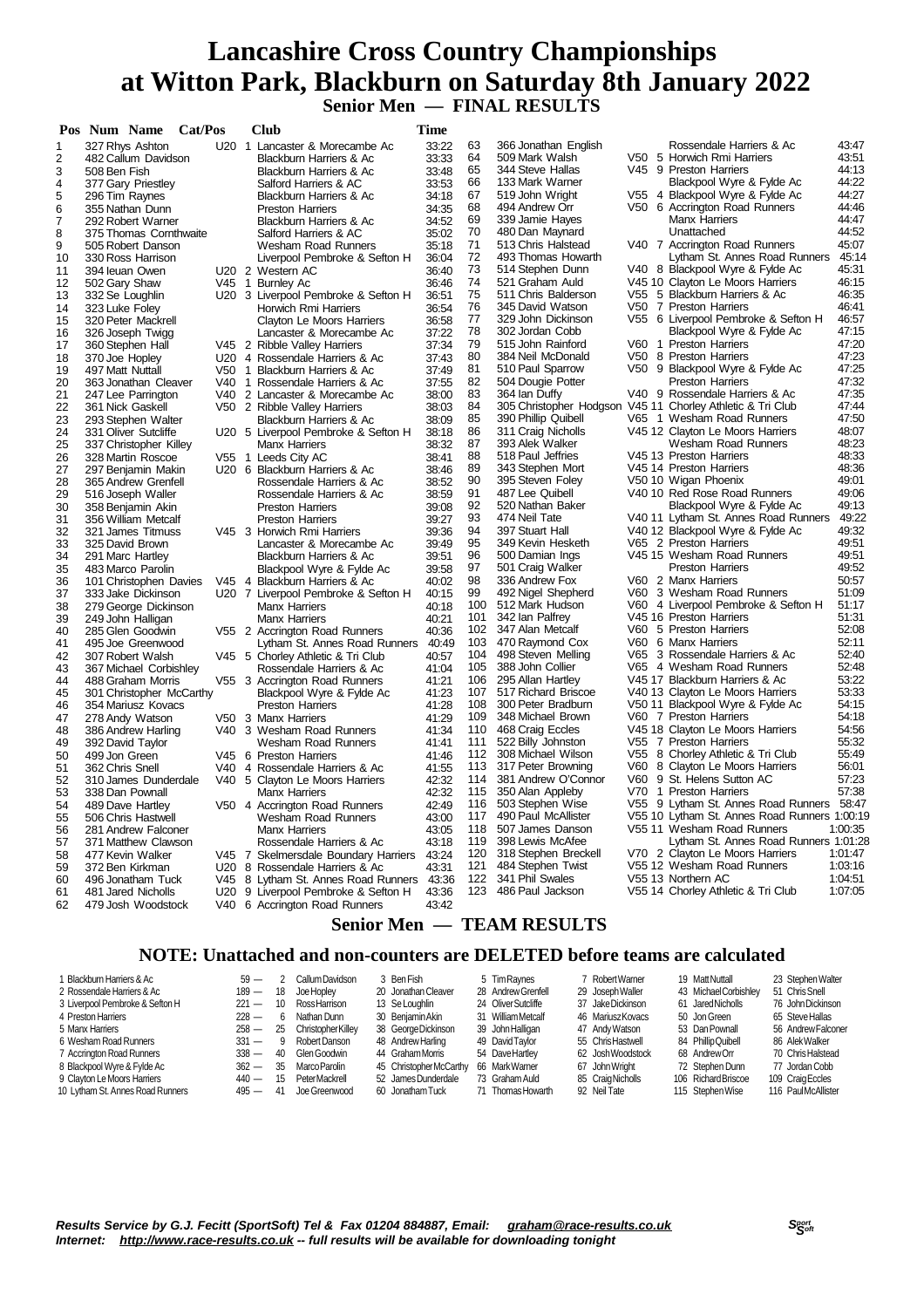# Lancashire Cross Country Championships at Witton Park, Blackburn on Saturday 8th January 2022

## Senior Men — FINAL RESULTS

| Pos | Num | Name | Cat/Pos | Club | Time |
|---|---|---|---|---|---|
| 1 | 327 | Rhys Ashton | U20 1 | Lancaster & Morecambe Ac | 33:22 |
| 2 | 482 | Callum Davidson | | Blackburn Harriers & Ac | 33:33 |
| 3 | 508 | Ben Fish | | Blackburn Harriers & Ac | 33:48 |
| 4 | 377 | Gary Priestley | | Salford Harriers & AC | 33:53 |
| 5 | 296 | Tim Raynes | | Blackburn Harriers & Ac | 34:18 |
| 6 | 355 | Nathan Dunn | | Preston Harriers | 34:35 |
| 7 | 292 | Robert Warner | | Blackburn Harriers & Ac | 34:52 |
| 8 | 375 | Thomas Cornthwaite | | Salford Harriers & AC | 35:02 |
| 9 | 505 | Robert Danson | | Wesham Road Runners | 35:18 |
| 10 | 330 | Ross Harrison | | Liverpool Pembroke & Sefton H | 36:04 |
| 11 | 394 | Ieuan Owen | U20 2 | Western AC | 36:40 |
| 12 | 502 | Gary Shaw | V45 1 | Burnley Ac | 36:46 |
| 13 | 332 | Se Loughlin | U20 3 | Liverpool Pembroke & Sefton H | 36:51 |
| 14 | 323 | Luke Foley | | Horwich Rmi Harriers | 36:54 |
| 15 | 320 | Peter Mackrell | | Clayton Le Moors Harriers | 36:58 |
| 16 | 326 | Joseph Twigg | | Lancaster & Morecambe Ac | 37:22 |
| 17 | 360 | Stephen Hall | V45 2 | Ribble Valley Harriers | 37:34 |
| 18 | 370 | Joe Hopley | U20 4 | Rossendale Harriers & Ac | 37:43 |
| 19 | 497 | Matt Nuttall | V50 1 | Blackburn Harriers & Ac | 37:49 |
| 20 | 363 | Jonathan Cleaver | V40 1 | Rossendale Harriers & Ac | 37:55 |
| 21 | 247 | Lee Parrington | V40 2 | Lancaster & Morecambe Ac | 38:00 |
| 22 | 361 | Nick Gaskell | V50 2 | Ribble Valley Harriers | 38:03 |
| 23 | 293 | Stephen Walter | | Blackburn Harriers & Ac | 38:09 |
| 24 | 331 | Oliver Sutcliffe | U20 5 | Liverpool Pembroke & Sefton H | 38:18 |
| 25 | 337 | Christopher Killey | | Manx Harriers | 38:32 |
| 26 | 328 | Martin Roscoe | V55 1 | Leeds City AC | 38:41 |
| 27 | 297 | Benjamin Makin | U20 6 | Blackburn Harriers & Ac | 38:46 |
| 28 | 365 | Andrew Grenfell | | Rossendale Harriers & Ac | 38:52 |
| 29 | 516 | Joseph Waller | | Rossendale Harriers & Ac | 38:59 |
| 30 | 358 | Benjamin Akin | | Preston Harriers | 39:08 |
| 31 | 356 | William Metcalf | | Preston Harriers | 39:27 |
| 32 | 321 | James Titmuss | V45 3 | Horwich Rmi Harriers | 39:36 |
| 33 | 325 | David Brown | | Lancaster & Morecambe Ac | 39:49 |
| 34 | 291 | Marc Hartley | | Blackburn Harriers & Ac | 39:51 |
| 35 | 483 | Marco Parolin | | Blackpool Wyre & Fylde Ac | 39:58 |
| 36 | 101 | Christophen Davies | V45 4 | Blackburn Harriers & Ac | 40:02 |
| 37 | 333 | Jake Dickinson | U20 7 | Liverpool Pembroke & Sefton H | 40:15 |
| 38 | 279 | George Dickinson | | Manx Harriers | 40:18 |
| 39 | 249 | John Halligan | | Manx Harriers | 40:21 |
| 40 | 285 | Glen Goodwin | V55 2 | Accrington Road Runners | 40:36 |
| 41 | 495 | Joe Greenwood | | Lytham St. Annes Road Runners | 40:49 |
| 42 | 307 | Robert Walsh | V45 5 | Chorley Athletic & Tri Club | 40:57 |
| 43 | 367 | Michael Corbishley | | Rossendale Harriers & Ac | 41:04 |
| 44 | 488 | Graham Morris | V55 3 | Accrington Road Runners | 41:21 |
| 45 | 301 | Christopher McCarthy | | Blackpool Wyre & Fylde Ac | 41:23 |
| 46 | 354 | Mariusz Kovacs | | Preston Harriers | 41:28 |
| 47 | 278 | Andy Watson | V50 3 | Manx Harriers | 41:29 |
| 48 | 386 | Andrew Harling | V40 3 | Wesham Road Runners | 41:34 |
| 49 | 392 | David Taylor | | Wesham Road Runners | 41:41 |
| 50 | 499 | Jon Green | V45 6 | Preston Harriers | 41:46 |
| 51 | 362 | Chris Snell | V40 4 | Rossendale Harriers & Ac | 41:55 |
| 52 | 310 | James Dunderdale | V40 5 | Clayton Le Moors Harriers | 42:32 |
| 53 | 338 | Dan Pownall | | Manx Harriers | 42:32 |
| 54 | 489 | Dave Hartley | V50 4 | Accrington Road Runners | 42:49 |
| 55 | 506 | Chris Hastwell | | Wesham Road Runners | 43:00 |
| 56 | 281 | Andrew Falconer | | Manx Harriers | 43:05 |
| 57 | 371 | Matthew Clawson | | Rossendale Harriers & Ac | 43:18 |
| 58 | 477 | Kevin Walker | V45 7 | Skelmersdale Boundary Harriers | 43:24 |
| 59 | 372 | Ben Kirkman | U20 8 | Rossendale Harriers & Ac | 43:31 |
| 60 | 496 | Jonatham Tuck | V45 8 | Lytham St. Annes Road Runners | 43:36 |
| 61 | 481 | Jared Nicholls | U20 9 | Liverpool Pembroke & Sefton H | 43:36 |
| 62 | 479 | Josh Woodstock | V40 6 | Accrington Road Runners | 43:42 |
| 63 | 366 | Jonathan English | | Rossendale Harriers & Ac | 43:47 |
| 64 | 509 | Mark Walsh | V50 5 | Horwich Rmi Harriers | 43:51 |
| 65 | 344 | Steve Hallas | V45 9 | Preston Harriers | 44:13 |
| 66 | 133 | Mark Warner | | Blackpool Wyre & Fylde Ac | 44:22 |
| 67 | 519 | John Wright | V55 4 | Blackpool Wyre & Fylde Ac | 44:27 |
| 68 | 494 | Andrew Orr | V50 6 | Accrington Road Runners | 44:46 |
| 69 | 339 | Jamie Hayes | | Manx Harriers | 44:47 |
| 70 | 480 | Dan Maynard | | Unattached | 44:52 |
| 71 | 513 | Chris Halstead | V40 7 | Accrington Road Runners | 45:07 |
| 72 | 493 | Thomas Howarth | | Lytham St. Annes Road Runners | 45:14 |
| 73 | 514 | Stephen Dunn | V40 8 | Blackpool Wyre & Fylde Ac | 45:31 |
| 74 | 521 | Graham Auld | V45 10 | Clayton Le Moors Harriers | 46:15 |
| 75 | 511 | Chris Balderson | V55 5 | Blackburn Harriers & Ac | 46:35 |
| 76 | 345 | David Watson | V50 7 | Preston Harriers | 46:41 |
| 77 | 329 | John Dickinson | V55 6 | Liverpool Pembroke & Sefton H | 46:57 |
| 78 | 302 | Jordan Cobb | | Blackpool Wyre & Fylde Ac | 47:15 |
| 79 | 515 | John Rainford | V60 1 | Preston Harriers | 47:20 |
| 80 | 384 | Neil McDonald | V50 8 | Preston Harriers | 47:23 |
| 81 | 510 | Paul Sparrow | V50 9 | Blackpool Wyre & Fylde Ac | 47:25 |
| 82 | 504 | Dougie Potter | | Preston Harriers | 47:32 |
| 83 | 364 | Ian Duffy | V40 9 | Rossendale Harriers & Ac | 47:35 |
| 84 | 305 | Christopher Hodgson | V45 11 | Chorley Athletic & Tri Club | 47:44 |
| 85 | 390 | Phillip Quibell | V65 1 | Wesham Road Runners | 47:50 |
| 86 | 311 | Craig Nicholls | V45 12 | Clayton Le Moors Harriers | 48:07 |
| 87 | 393 | Alek Walker | | Wesham Road Runners | 48:23 |
| 88 | 518 | Paul Jeffries | V45 13 | Preston Harriers | 48:33 |
| 89 | 343 | Stephen Mort | V45 14 | Preston Harriers | 48:36 |
| 90 | 395 | Steven Foley | V50 10 | Wigan Phoenix | 49:01 |
| 91 | 487 | Lee Quibell | V40 10 | Red Rose Road Runners | 49:06 |
| 92 | 520 | Nathan Baker | | Blackpool Wyre & Fylde Ac | 49:13 |
| 93 | 474 | Neil Tate | V40 11 | Lytham St. Annes Road Runners | 49:22 |
| 94 | 397 | Stuart Hall | V40 12 | Blackpool Wyre & Fylde Ac | 49:32 |
| 95 | 349 | Kevin Hesketh | V65 2 | Preston Harriers | 49:51 |
| 96 | 500 | Damian Ings | V45 15 | Wesham Road Runners | 49:51 |
| 97 | 501 | Craig Walker | | Preston Harriers | 49:52 |
| 98 | 336 | Andrew Fox | V60 2 | Manx Harriers | 50:57 |
| 99 | 492 | Nigel Shepherd | V60 3 | Wesham Road Runners | 51:09 |
| 100 | 512 | Mark Hudson | V60 4 | Liverpool Pembroke & Sefton H | 51:17 |
| 101 | 342 | Ian Palfrey | V45 16 | Preston Harriers | 51:31 |
| 102 | 347 | Alan Metcalf | V60 5 | Preston Harriers | 52:08 |
| 103 | 470 | Raymond Cox | V60 6 | Manx Harriers | 52:11 |
| 104 | 498 | Steven Melling | V65 3 | Rossendale Harriers & Ac | 52:40 |
| 105 | 388 | John Collier | V65 4 | Wesham Road Runners | 52:48 |
| 106 | 295 | Allan Hartley | V45 17 | Blackburn Harriers & Ac | 53:22 |
| 107 | 517 | Richard Briscoe | V40 13 | Clayton Le Moors Harriers | 53:33 |
| 108 | 300 | Peter Bradburn | V50 11 | Blackpool Wyre & Fylde Ac | 54:15 |
| 109 | 348 | Michael Brown | V60 7 | Preston Harriers | 54:18 |
| 110 | 468 | Craig Eccles | V45 18 | Clayton Le Moors Harriers | 54:56 |
| 111 | 522 | Billy Johnston | V55 7 | Preston Harriers | 55:32 |
| 112 | 308 | Michael Wilson | V55 8 | Chorley Athletic & Tri Club | 55:49 |
| 113 | 317 | Peter Browning | V60 8 | Clayton Le Moors Harriers | 56:01 |
| 114 | 381 | Andrew O'Connor | V60 9 | St. Helens Sutton AC | 57:23 |
| 115 | 350 | Alan Appleby | V70 1 | Preston Harriers | 57:38 |
| 116 | 503 | Stephen Wise | V55 9 | Lytham St. Annes Road Runners | 58:47 |
| 117 | 490 | Paul McAllister | V55 10 | Lytham St. Annes Road Runners | 1:00:19 |
| 118 | 507 | James Danson | V55 11 | Wesham Road Runners | 1:00:35 |
| 119 | 398 | Lewis McAfee | | Lytham St. Annes Road Runners | 1:01:28 |
| 120 | 318 | Stephen Breckell | V70 2 | Clayton Le Moors Harriers | 1:01:47 |
| 121 | 484 | Stephen Twist | V55 12 | Wesham Road Runners | 1:03:16 |
| 122 | 341 | Phil Swales | V55 13 | Northern AC | 1:04:51 |
| 123 | 486 | Paul Jackson | V55 14 | Chorley Athletic & Tri Club | 1:07:05 |

## Senior Men — TEAM RESULTS

### NOTE: Unattached and non-counters are DELETED before teams are calculated

| Team | Pts | | | | | | | |
|---|---|---|---|---|---|---|---|---|
| 1 Blackburn Harriers & Ac | 59 — | 2 Callum Davidson | 3 Ben Fish | 5 Tim Raynes | 7 Robert Warner | 19 Matt Nuttall | 23 Stephen Walter |
| 2 Rossendale Harriers & Ac | 189 — | 18 Joe Hopley | 20 Jonathan Cleaver | 28 Andrew Grenfell | 29 Joseph Waller | 43 Michael Corbishley | 51 Chris Snell |
| 3 Liverpool Pembroke & Sefton H | 221 — | 10 Ross Harrison | 13 Se Loughlin | 24 Oliver Sutcliffe | 37 Jake Dickinson | 61 Jared Nicholls | 76 John Dickinson |
| 4 Preston Harriers | 228 — | 6 Nathan Dunn | 30 Benjamin Akin | 31 William Metcalf | 46 Mariusz Kovacs | 50 Jon Green | 65 Steve Hallas |
| 5 Manx Harriers | 258 — | 25 Christopher Killey | 38 George Dickinson | 39 John Halligan | 47 Andy Watson | 53 Dan Pownall | 56 Andrew Falconer |
| 6 Wesham Road Runners | 331 — | 9 Robert Danson | 48 Andrew Harling | 49 David Taylor | 55 Chris Hastwell | 84 Phillip Quibell | 86 Alek Walker |
| 7 Accrington Road Runners | 338 — | 40 Glen Goodwin | 44 Graham Morris | 54 Dave Hartley | 62 Josh Woodstock | 68 Andrew Orr | 70 Chris Halstead |
| 8 Blackpool Wyre & Fylde Ac | 362 — | 35 Marco Parolin | 45 Christopher McCarthy | 66 Mark Warner | 67 John Wright | 72 Stephen Dunn | 77 Jordan Cobb |
| 9 Clayton Le Moors Harriers | 440 — | 15 Peter Mackrell | 52 James Dunderdale | 73 Graham Auld | 85 Craig Nicholls | 106 Richard Briscoe | 109 Craig Eccles |
| 10 Lytham St. Annes Road Runners | 495 — | 41 Joe Greenwood | 60 Jonatham Tuck | 71 Thomas Howarth | 92 Neil Tate | 115 Stephen Wise | 116 Paul McAllister |

*Results Service by G.J. Fecitt (SportSoft) Tel & Fax 01204 884887, Email: graham@race-results.co.uk*
*Internet: http://www.race-results.co.uk -- full results will be available for downloading tonight*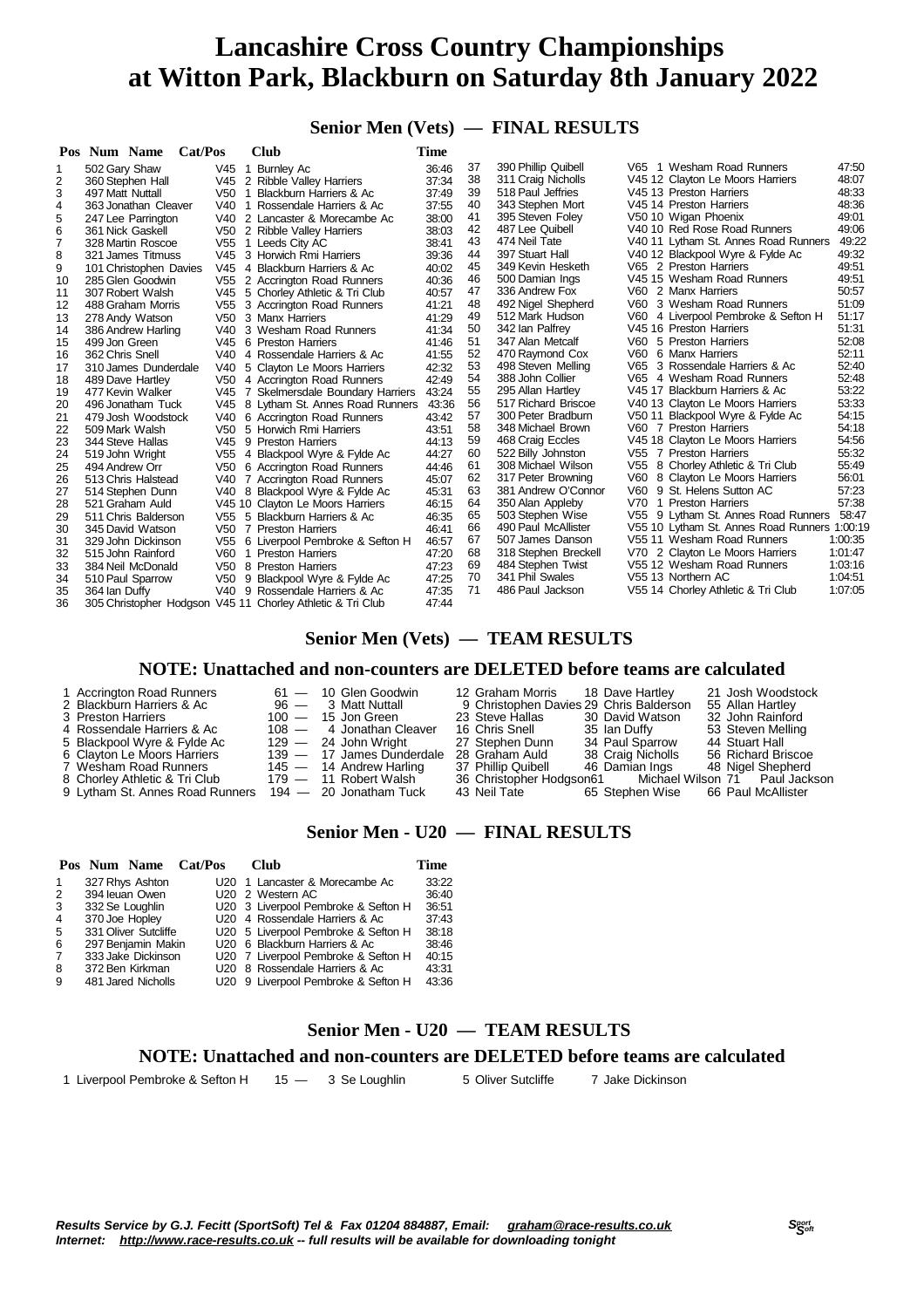# Lancashire Cross Country Championships at Witton Park, Blackburn on Saturday 8th January 2022

## Senior Men (Vets) — FINAL RESULTS

| Pos | Num | Name | Cat/Pos | Club | Time |
|---|---|---|---|---|---|
| 1 | 502 | Gary Shaw | V45 1 | Burnley Ac | 36:46 |
| 2 | 360 | Stephen Hall | V45 2 | Ribble Valley Harriers | 37:34 |
| 3 | 497 | Matt Nuttall | V50 1 | Blackburn Harriers & Ac | 37:49 |
| 4 | 363 | Jonathan Cleaver | V40 1 | Rossendale Harriers & Ac | 37:55 |
| 5 | 247 | Lee Parrington | V40 2 | Lancaster & Morecambe Ac | 38:00 |
| 6 | 361 | Nick Gaskell | V50 2 | Ribble Valley Harriers | 38:03 |
| 7 | 328 | Martin Roscoe | V55 1 | Leeds City AC | 38:41 |
| 8 | 321 | James Titmuss | V45 3 | Horwich Rmi Harriers | 39:36 |
| 9 | 101 | Christophen Davies | V45 4 | Blackburn Harriers & Ac | 40:02 |
| 10 | 285 | Glen Goodwin | V55 2 | Accrington Road Runners | 40:36 |
| 11 | 307 | Robert Walsh | V45 5 | Chorley Athletic & Tri Club | 40:57 |
| 12 | 488 | Graham Morris | V55 3 | Accrington Road Runners | 41:21 |
| 13 | 278 | Andy Watson | V50 3 | Manx Harriers | 41:29 |
| 14 | 386 | Andrew Harling | V40 3 | Wesham Road Runners | 41:34 |
| 15 | 499 | Jon Green | V45 6 | Preston Harriers | 41:46 |
| 16 | 362 | Chris Snell | V40 4 | Rossendale Harriers & Ac | 41:55 |
| 17 | 310 | James Dunderdale | V40 5 | Clayton Le Moors Harriers | 42:32 |
| 18 | 489 | Dave Hartley | V50 4 | Accrington Road Runners | 42:49 |
| 19 | 477 | Kevin Walker | V45 7 | Skelmersdale Boundary Harriers | 43:24 |
| 20 | 496 | Jonatham Tuck | V45 8 | Lytham St. Annes Road Runners | 43:36 |
| 21 | 479 | Josh Woodstock | V40 6 | Accrington Road Runners | 43:42 |
| 22 | 509 | Mark Walsh | V50 5 | Horwich Rmi Harriers | 43:51 |
| 23 | 344 | Steve Hallas | V45 9 | Preston Harriers | 44:13 |
| 24 | 519 | John Wright | V55 4 | Blackpool Wyre & Fylde Ac | 44:27 |
| 25 | 494 | Andrew Orr | V50 6 | Accrington Road Runners | 44:46 |
| 26 | 513 | Chris Halstead | V40 7 | Accrington Road Runners | 45:07 |
| 27 | 514 | Stephen Dunn | V40 8 | Blackpool Wyre & Fylde Ac | 45:31 |
| 28 | 521 | Graham Auld | V45 10 | Clayton Le Moors Harriers | 46:15 |
| 29 | 511 | Chris Balderson | V55 5 | Blackburn Harriers & Ac | 46:35 |
| 30 | 345 | David Watson | V50 7 | Preston Harriers | 46:41 |
| 31 | 329 | John Dickinson | V55 6 | Liverpool Pembroke & Sefton H | 46:57 |
| 32 | 515 | John Rainford | V60 1 | Preston Harriers | 47:20 |
| 33 | 384 | Neil McDonald | V50 8 | Preston Harriers | 47:23 |
| 34 | 510 | Paul Sparrow | V50 9 | Blackpool Wyre & Fylde Ac | 47:25 |
| 35 | 364 | Ian Duffy | V40 9 | Rossendale Harriers & Ac | 47:35 |
| 36 | 305 | Christopher Hodgson | V45 11 | Chorley Athletic & Tri Club | 47:44 |
| 37 | 390 | Phillip Quibell | V65 1 | Wesham Road Runners | 47:50 |
| 38 | 311 | Craig Nicholls | V45 12 | Clayton Le Moors Harriers | 48:07 |
| 39 | 518 | Paul Jeffries | V45 13 | Preston Harriers | 48:33 |
| 40 | 343 | Stephen Mort | V45 14 | Preston Harriers | 48:36 |
| 41 | 395 | Steven Foley | V50 10 | Wigan Phoenix | 49:01 |
| 42 | 487 | Lee Quibell | V40 10 | Red Rose Road Runners | 49:06 |
| 43 | 474 | Neil Tate | V40 11 | Lytham St. Annes Road Runners | 49:22 |
| 44 | 397 | Stuart Hall | V40 12 | Blackpool Wyre & Fylde Ac | 49:32 |
| 45 | 349 | Kevin Hesketh | V65 2 | Preston Harriers | 49:51 |
| 46 | 500 | Damian Ings | V45 15 | Wesham Road Runners | 49:51 |
| 47 | 336 | Andrew Fox | V60 2 | Manx Harriers | 50:57 |
| 48 | 492 | Nigel Shepherd | V60 3 | Wesham Road Runners | 51:09 |
| 49 | 512 | Mark Hudson | V60 4 | Liverpool Pembroke & Sefton H | 51:17 |
| 50 | 342 | Ian Palfrey | V45 16 | Preston Harriers | 51:31 |
| 51 | 347 | Alan Metcalf | V60 5 | Preston Harriers | 52:08 |
| 52 | 470 | Raymond Cox | V60 6 | Manx Harriers | 52:11 |
| 53 | 498 | Steven Melling | V65 3 | Rossendale Harriers & Ac | 52:40 |
| 54 | 388 | John Collier | V65 4 | Wesham Road Runners | 52:48 |
| 55 | 295 | Allan Hartley | V45 17 | Blackburn Harriers & Ac | 53:22 |
| 56 | 517 | Richard Briscoe | V40 13 | Clayton Le Moors Harriers | 53:33 |
| 57 | 300 | Peter Bradburn | V50 11 | Blackpool Wyre & Fylde Ac | 54:15 |
| 58 | 348 | Michael Brown | V60 7 | Preston Harriers | 54:18 |
| 59 | 468 | Craig Eccles | V45 18 | Clayton Le Moors Harriers | 54:56 |
| 60 | 522 | Billy Johnston | V55 7 | Preston Harriers | 55:32 |
| 61 | 308 | Michael Wilson | V55 8 | Chorley Athletic & Tri Club | 55:49 |
| 62 | 317 | Peter Browning | V60 8 | Clayton Le Moors Harriers | 56:01 |
| 63 | 381 | Andrew O'Connor | V60 9 | St. Helens Sutton AC | 57:23 |
| 64 | 350 | Alan Appleby | V70 1 | Preston Harriers | 57:38 |
| 65 | 503 | Stephen Wise | V55 9 | Lytham St. Annes Road Runners | 58:47 |
| 66 | 490 | Paul McAllister | V55 10 | Lytham St. Annes Road Runners | 1:00:19 |
| 67 | 507 | James Danson | V55 11 | Wesham Road Runners | 1:00:35 |
| 68 | 318 | Stephen Breckell | V70 2 | Clayton Le Moors Harriers | 1:01:47 |
| 69 | 484 | Stephen Twist | V55 12 | Wesham Road Runners | 1:03:16 |
| 70 | 341 | Phil Swales | V55 13 | Northern AC | 1:04:51 |
| 71 | 486 | Paul Jackson | V55 14 | Chorley Athletic & Tri Club | 1:07:05 |

## Senior Men (Vets) — TEAM RESULTS

### NOTE: Unattached and non-counters are DELETED before teams are calculated

| | | | | | | |
|---|---|---|---|---|---|---|
| 1 Accrington Road Runners | 61 — | 10 Glen Goodwin | 12 Graham Morris | 18 Dave Hartley | 21 Josh Woodstock |
| 2 Blackburn Harriers & Ac | 96 — | 3 Matt Nuttall | 9 Christophen Davies | 29 Chris Balderson | 55 Allan Hartley |
| 3 Preston Harriers | 100 — | 15 Jon Green | 23 Steve Hallas | 30 David Watson | 32 John Rainford |
| 4 Rossendale Harriers & Ac | 108 — | 4 Jonathan Cleaver | 16 Chris Snell | 35 Ian Duffy | 53 Steven Melling |
| 5 Blackpool Wyre & Fylde Ac | 129 — | 24 John Wright | 27 Stephen Dunn | 34 Paul Sparrow | 44 Stuart Hall |
| 6 Clayton Le Moors Harriers | 139 — | 17 James Dunderdale | 28 Graham Auld | 38 Craig Nicholls | 56 Richard Briscoe |
| 7 Wesham Road Runners | 145 — | 14 Andrew Harling | 37 Phillip Quibell | 46 Damian Ings | 48 Nigel Shepherd |
| 8 Chorley Athletic & Tri Club | 179 — | 11 Robert Walsh | 36 Christopher Hodgson | 61 Michael Wilson | 71 Paul Jackson |
| 9 Lytham St. Annes Road Runners | 194 — | 20 Jonatham Tuck | 43 Neil Tate | 65 Stephen Wise | 66 Paul McAllister |

## Senior Men - U20 — FINAL RESULTS

| Pos | Num | Name | Cat/Pos | Club | Time |
|---|---|---|---|---|---|
| 1 | 327 | Rhys Ashton | U20 1 | Lancaster & Morecambe Ac | 33:22 |
| 2 | 394 | Ieuan Owen | U20 2 | Western AC | 36:40 |
| 3 | 332 | Se Loughlin | U20 3 | Liverpool Pembroke & Sefton H | 36:51 |
| 4 | 370 | Joe Hopley | U20 4 | Rossendale Harriers & Ac | 37:43 |
| 5 | 331 | Oliver Sutcliffe | U20 5 | Liverpool Pembroke & Sefton H | 38:18 |
| 6 | 297 | Benjamin Makin | U20 6 | Blackburn Harriers & Ac | 38:46 |
| 7 | 333 | Jake Dickinson | U20 7 | Liverpool Pembroke & Sefton H | 40:15 |
| 8 | 372 | Ben Kirkman | U20 8 | Rossendale Harriers & Ac | 43:31 |
| 9 | 481 | Jared Nicholls | U20 9 | Liverpool Pembroke & Sefton H | 43:36 |

## Senior Men - U20 — TEAM RESULTS

### NOTE: Unattached and non-counters are DELETED before teams are calculated

| | | | | |
|---|---|---|---|---|
| 1 Liverpool Pembroke & Sefton H | 15 — | 3 Se Loughlin | 5 Oliver Sutcliffe | 7 Jake Dickinson |

*Results Service by G.J. Fecitt (SportSoft) Tel & Fax 01204 884887, Email: graham@race-results.co.uk*
*Internet: http://www.race-results.co.uk -- full results will be available for downloading tonight*